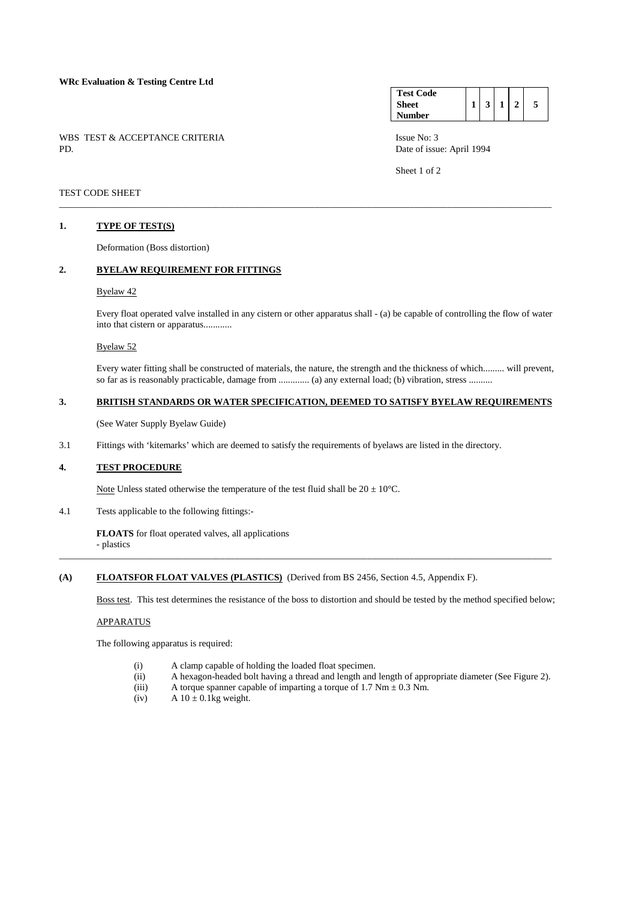**WRc Evaluation & Testing Centre Ltd**

| **Test Code Sheet Number** | **1** | **3** | **1** | **2** | **5** |
|---|---|---|---|---|---|

WBS TEST & ACCEPTANCE CRITERIA
PD.

Issue No: 3
Date of issue: April 1994

TEST CODE SHEET

---

## 1. TYPE OF TEST(S)

Deformation (Boss distortion)

## 2. BYELAW REQUIREMENT FOR FITTINGS

Byelaw 42

Every float operated valve installed in any cistern or other apparatus shall - (a) be capable of controlling the flow of water into that cistern or apparatus............

Byelaw 52

Every water fitting shall be constructed of materials, the nature, the strength and the thickness of which......... will prevent, so far as is reasonably practicable, damage from ............. (a) any external load; (b) vibration, stress ..........

## 3. BRITISH STANDARDS OR WATER SPECIFICATION, DEEMED TO SATISFY BYELAW REQUIREMENTS

(See Water Supply Byelaw Guide)

3.1 Fittings with 'kitemarks' which are deemed to satisfy the requirements of byelaws are listed in the directory.

## 4. TEST PROCEDURE

Note Unless stated otherwise the temperature of the test fluid shall be $20 \pm 10°C$.

4.1 Tests applicable to the following fittings:-

**FLOATS** for float operated valves, all applications
- plastics

---

## (A) FLOATSFOR FLOAT VALVES (PLASTICS) (Derived from BS 2456, Section 4.5, Appendix F).

Boss test. This test determines the resistance of the boss to distortion and should be tested by the method specified below;

APPARATUS

The following apparatus is required:

(i) A clamp capable of holding the loaded float specimen.
(ii) A hexagon-headed bolt having a thread and length and length of appropriate diameter (See Figure 2).
(iii) A torque spanner capable of imparting a torque of $1.7$ Nm $\pm 0.3$ Nm.
(iv) A $10 \pm 0.1$kg weight.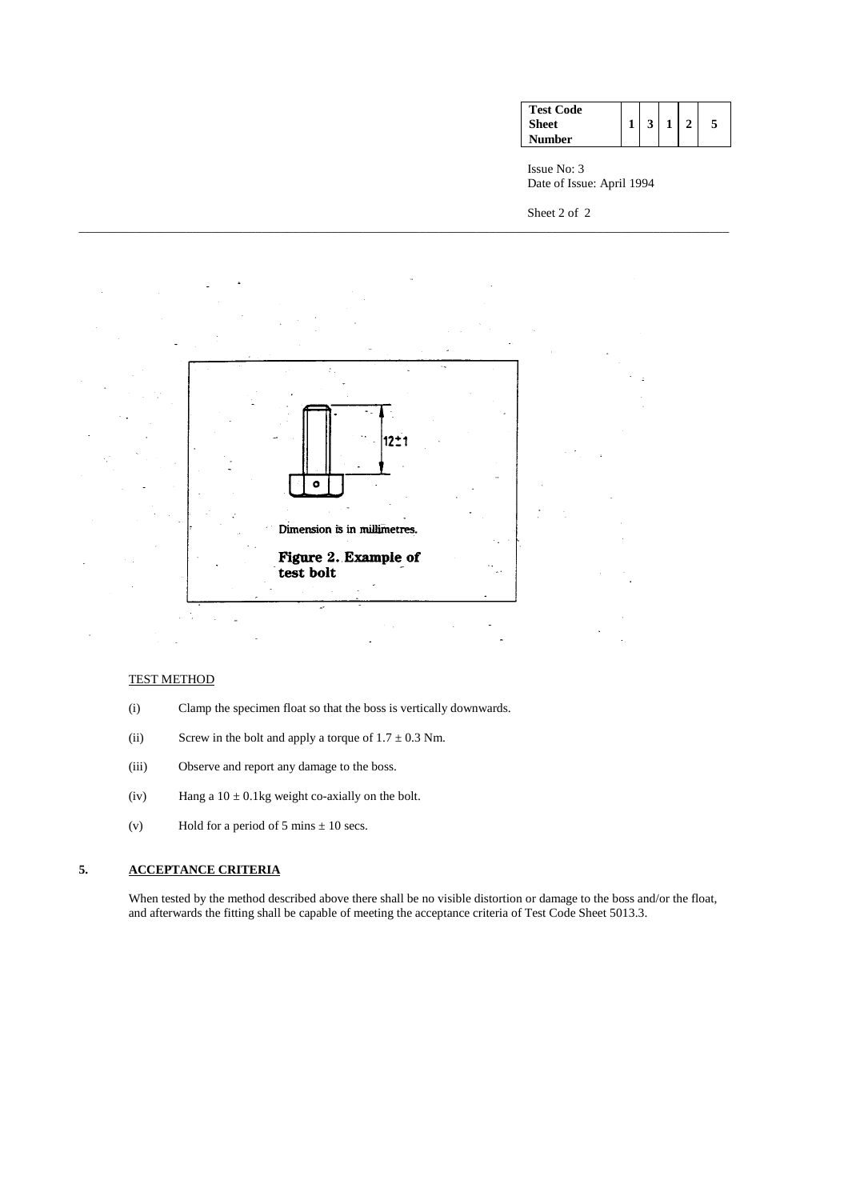12±1

Dimension is in millimetres.

**Figure 2. Example of test bolt**

TEST METHOD

(i) Clamp the specimen float so that the boss is vertically downwards.

(ii) Screw in the bolt and apply a torque of $1.7 \pm 0.3$ Nm.

(iii) Observe and report any damage to the boss.

(iv) Hang a $10 \pm 0.1$kg weight co-axially on the bolt.

(v) Hold for a period of 5 mins $\pm$ 10 secs.

## 5. ACCEPTANCE CRITERIA

When tested by the method described above there shall be no visible distortion or damage to the boss and/or the float, and afterwards the fitting shall be capable of meeting the acceptance criteria of Test Code Sheet 5013.3.